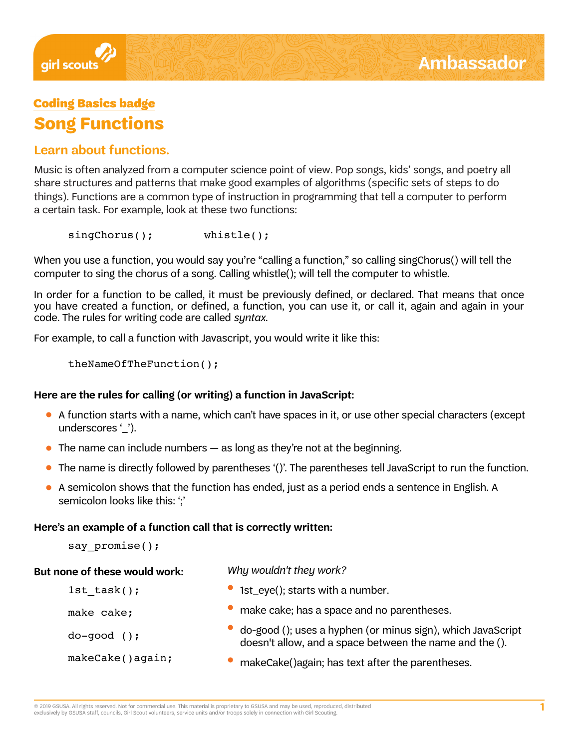Ambassador

Coding Basics badge

# Song Functions

## Learn about functions.

Music is often analyzed from a computer science point of view. Pop songs, kids' songs, and poetry all share structures and patterns that make good examples of algorithms (specific sets of steps to do things). Functions are a common type of instruction in programming that tell a computer to perform a certain task. For example, look at these two functions:

```
singChorus();        whistle();
```

When you use a function, you would say you're "calling a function," so calling singChorus() will tell the computer to sing the chorus of a song. Calling whistle(); will tell the computer to whistle.

In order for a function to be called, it must be previously defined, or declared. That means that once you have created a function, or defined, a function, you can use it, or call it, again and again in your code. The rules for writing code are called *syntax*.

For example, to call a function with Javascript, you would write it like this:

```
theNameOfTheFunction();
```

**Here are the rules for calling (or writing) a function in JavaScript:**

- A function starts with a name, which can't have spaces in it, or use other special characters (except underscores '_').
- The name can include numbers — as long as they're not at the beginning.
- The name is directly followed by parentheses '()'. The parentheses tell JavaScript to run the function.
- A semicolon shows that the function has ended, just as a period ends a sentence in English. A semicolon looks like this: ';'

**Here's an example of a function call that is correctly written:**

```
say_promise();
```

**But none of these would work:**

```
1st_task();

make cake;

do-good ();

makeCake()again;
```

*Why wouldn't they work?*

- 1st_eye(); starts with a number.
- make cake; has a space and no parentheses.
- do-good (); uses a hyphen (or minus sign), which JavaScript doesn't allow, and a space between the name and the ().
- makeCake()again; has text after the parentheses.

© 2019 GSUSA. All rights reserved. Not for commercial use. This material is proprietary to GSUSA and may be used, reproduced, distributed exclusively by GSUSA staff, councils, Girl Scout volunteers, service units and/or troops solely in connection with Girl Scouting.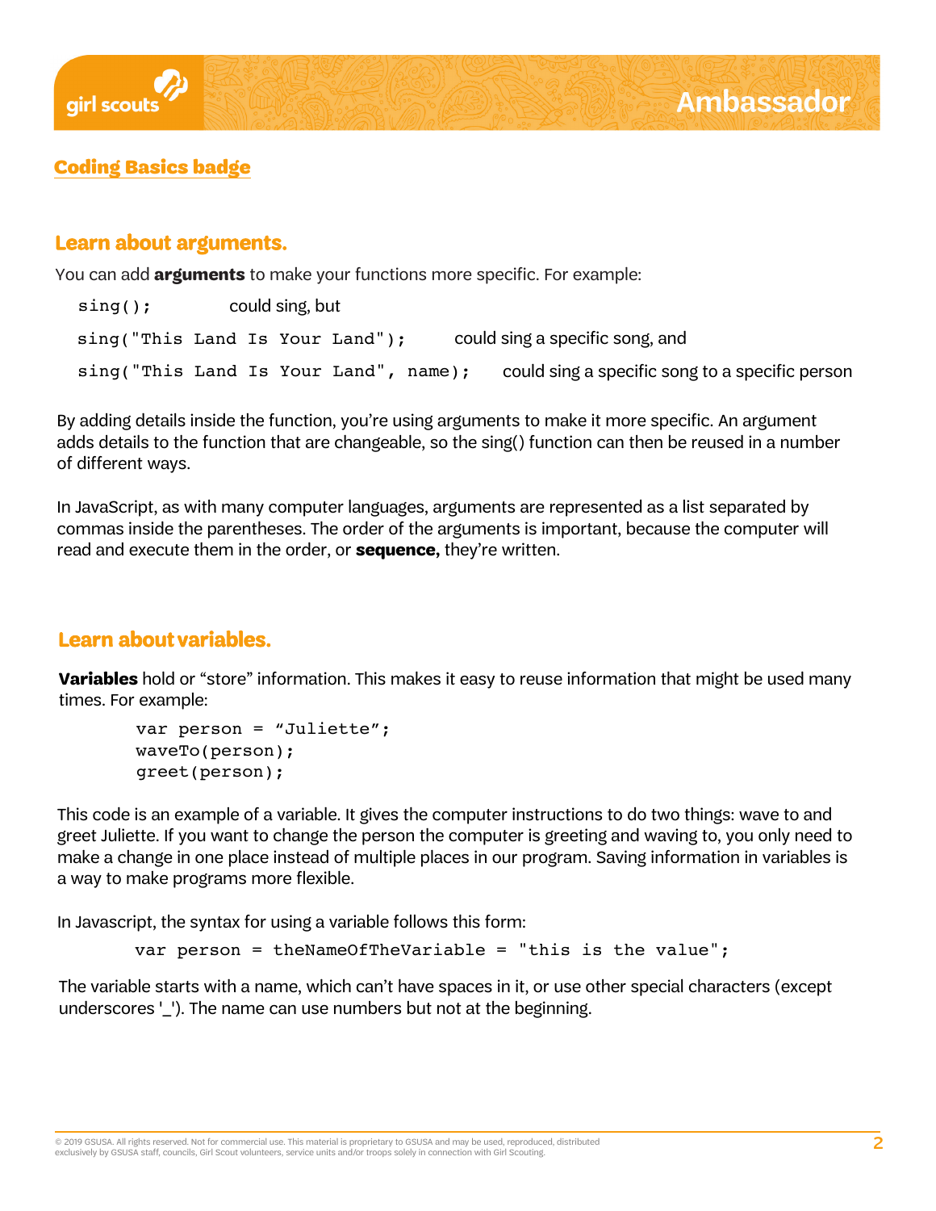## Coding Basics badge

### Learn about arguments.

You can add **arguments** to make your functions more specific. For example:

`sing();` could sing, but

`sing("This Land Is Your Land");` could sing a specific song, and

`sing("This Land Is Your Land", name);` could sing a specific song to a specific person

By adding details inside the function, you're using arguments to make it more specific. An argument adds details to the function that are changeable, so the sing() function can then be reused in a number of different ways.

In JavaScript, as with many computer languages, arguments are represented as a list separated by commas inside the parentheses. The order of the arguments is important, because the computer will read and execute them in the order, or **sequence,** they're written.

### Learn about variables.

**Variables** hold or "store" information. This makes it easy to reuse information that might be used many times. For example:

```
var person = “Juliette”;
waveTo(person);
greet(person);
```

This code is an example of a variable. It gives the computer instructions to do two things: wave to and greet Juliette. If you want to change the person the computer is greeting and waving to, you only need to make a change in one place instead of multiple places in our program. Saving information in variables is a way to make programs more flexible.

In Javascript, the syntax for using a variable follows this form:

```
var person = theNameOfTheVariable = "this is the value";
```

The variable starts with a name, which can't have spaces in it, or use other special characters (except underscores '_'). The name can use numbers but not at the beginning.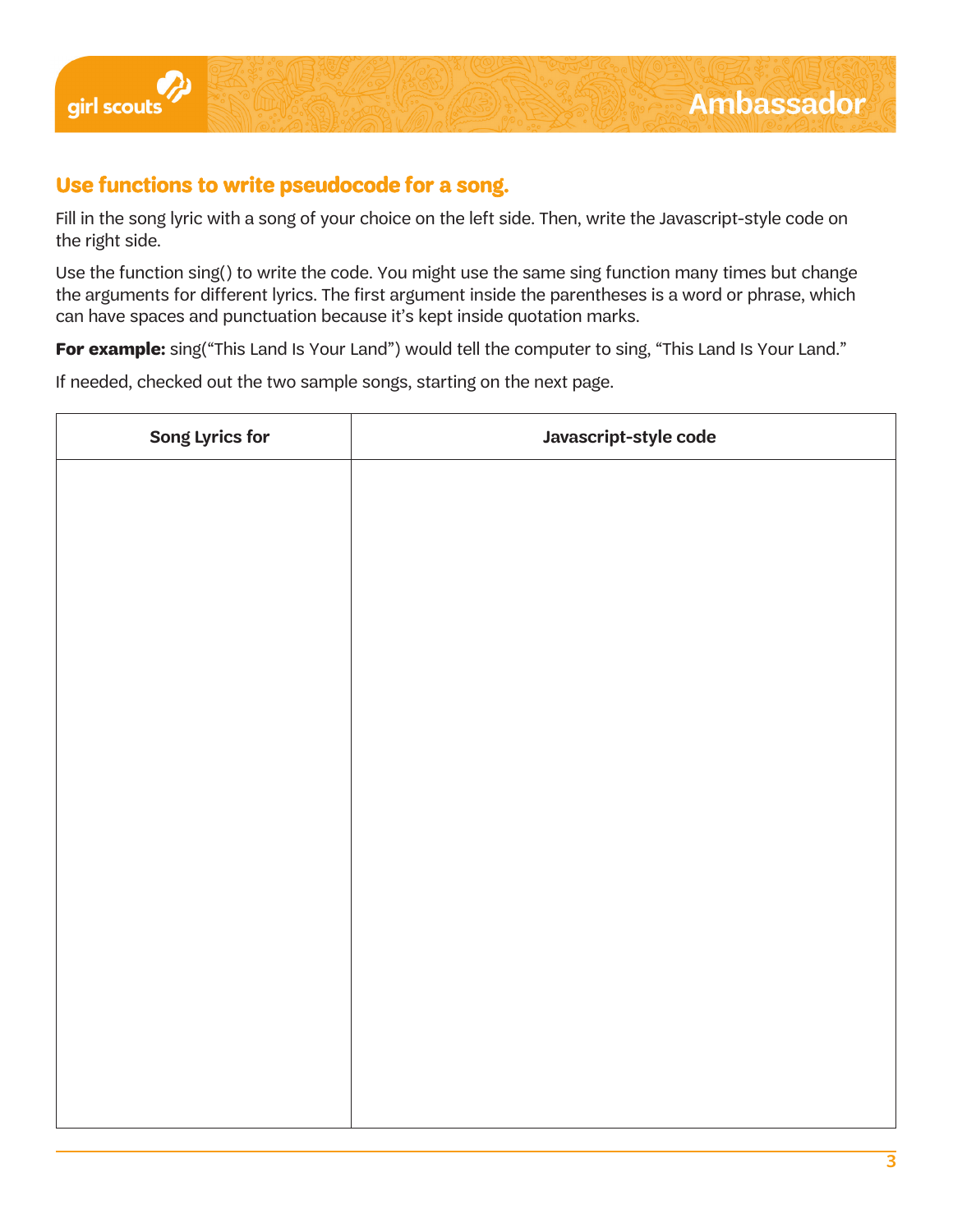## Use functions to write pseudocode for a song.

Fill in the song lyric with a song of your choice on the left side. Then, write the Javascript-style code on the right side.

Use the function sing() to write the code. You might use the same sing function many times but change the arguments for different lyrics. The first argument inside the parentheses is a word or phrase, which can have spaces and punctuation because it's kept inside quotation marks.

**For example:** sing("This Land Is Your Land") would tell the computer to sing, "This Land Is Your Land."

If needed, checked out the two sample songs, starting on the next page.

| Song Lyrics for | Javascript-style code |
|---|---|
| | |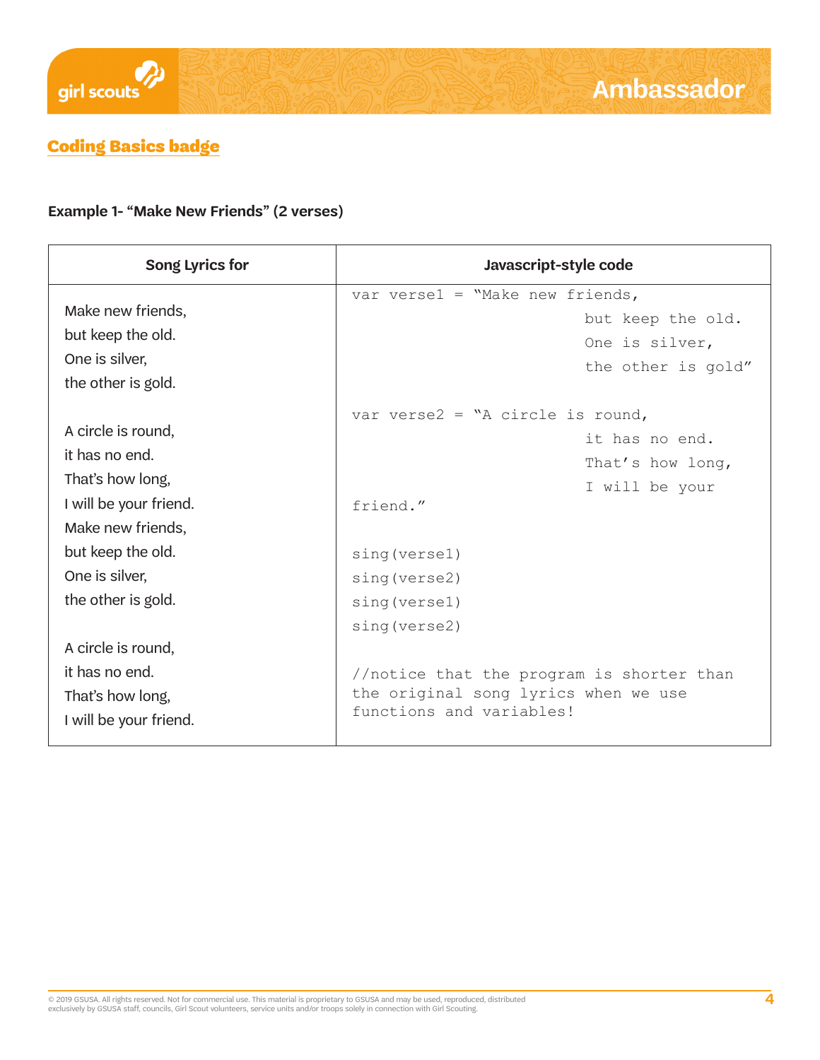## Coding Basics badge

**Example 1- "Make New Friends" (2 verses)**

| Song Lyrics for | Javascript-style code |
|---|---|
| Make new friends,<br>but keep the old.<br>One is silver,<br>the other is gold.<br><br>A circle is round,<br>it has no end.<br>That's how long,<br>I will be your friend.<br>Make new friends,<br>but keep the old.<br>One is silver,<br>the other is gold.<br><br>A circle is round,<br>it has no end.<br>That's how long,<br>I will be your friend. | `var verse1 = "Make new friends,`<br>`but keep the old.`<br>`One is silver,`<br>`the other is gold"`<br><br>`var verse2 = "A circle is round,`<br>`it has no end.`<br>`That's how long,`<br>`I will be your`<br>`friend."`<br><br>`sing(verse1)`<br>`sing(verse2)`<br>`sing(verse1)`<br>`sing(verse2)`<br><br>`//notice that the program is shorter than the original song lyrics when we use functions and variables!` |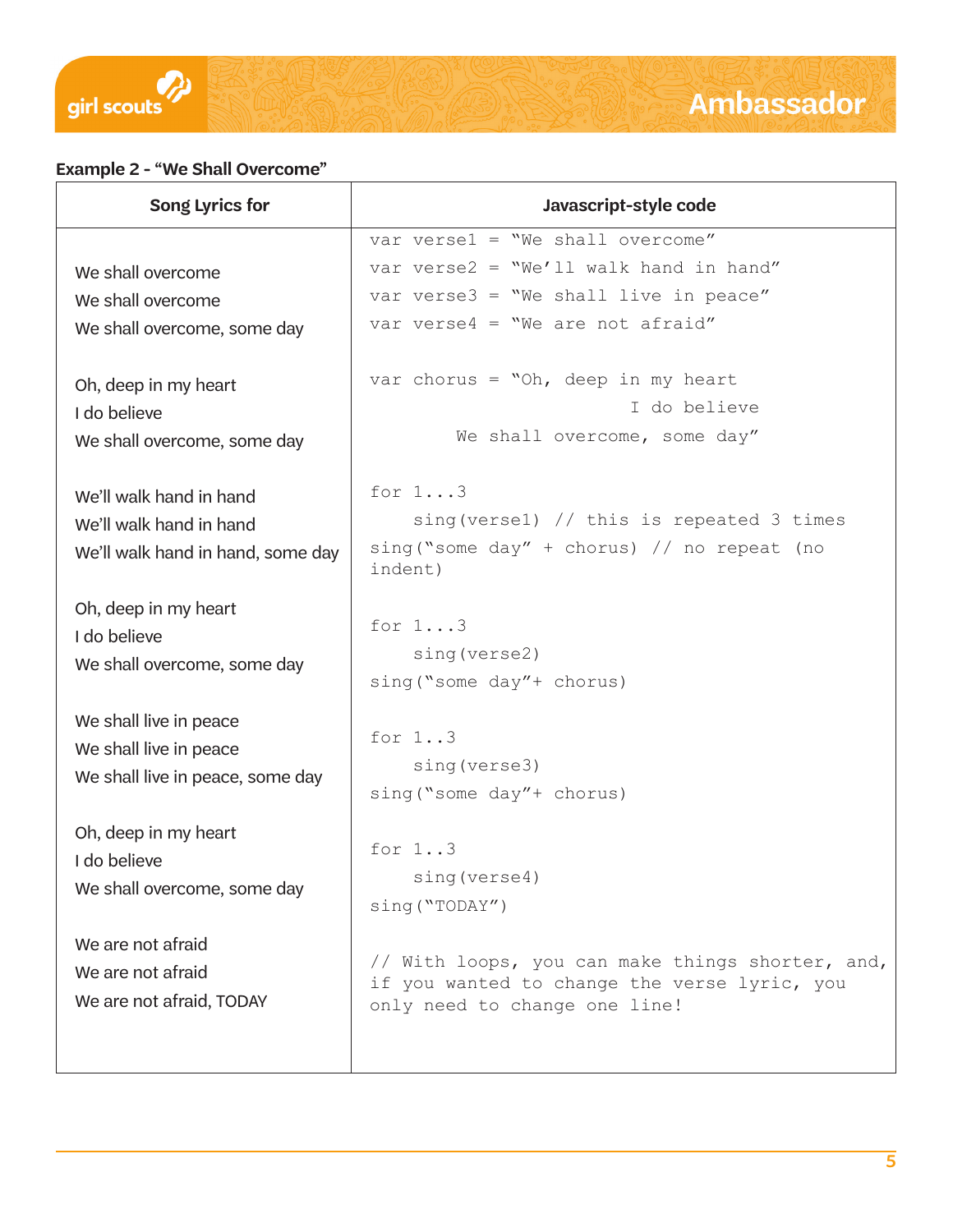### Example 2 - “We Shall Overcome”

| Song Lyrics for | Javascript-style code |
|---|---|
| We shall overcome<br>We shall overcome<br>We shall overcome, some day | `var verse1 = “We shall overcome”`<br>`var verse2 = “We’ll walk hand in hand”`<br>`var verse3 = “We shall live in peace”`<br>`var verse4 = “We are not afraid”` |
| Oh, deep in my heart<br>I do believe<br>We shall overcome, some day | `var chorus = “Oh, deep in my heart`<br>`I do believe`<br>`We shall overcome, some day”` |
| We’ll walk hand in hand<br>We’ll walk hand in hand<br>We’ll walk hand in hand, some day | `for 1...3`<br>`    sing(verse1) // this is repeated 3 times`<br>`sing(“some day” + chorus) // no repeat (no indent)` |
| Oh, deep in my heart<br>I do believe<br>We shall overcome, some day | `for 1...3`<br>`    sing(verse2)`<br>`sing(“some day”+ chorus)` |
| We shall live in peace<br>We shall live in peace<br>We shall live in peace, some day | `for 1..3`<br>`    sing(verse3)`<br>`sing(“some day”+ chorus)` |
| Oh, deep in my heart<br>I do believe<br>We shall overcome, some day | `for 1..3`<br>`    sing(verse4)`<br>`sing(“TODAY”)` |
| We are not afraid<br>We are not afraid<br>We are not afraid, TODAY | `// With loops, you can make things shorter, and, if you wanted to change the verse lyric, you only need to change one line!` |